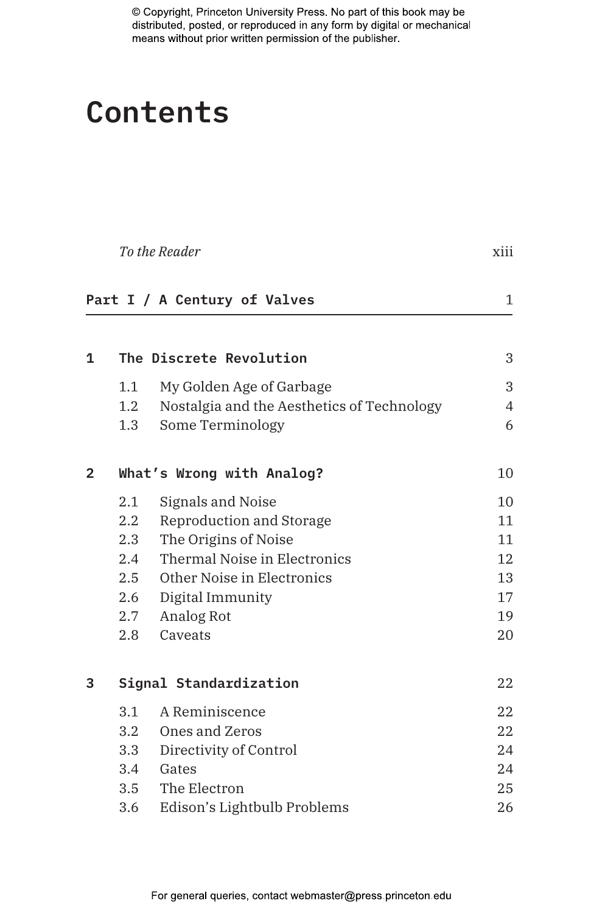# Contents

*To the Reader* xiii

## Part I / A Century of Valves 1

### 1 The Discrete Revolution 3

- 1.1 My Golden Age of Garbage 3
- 1.2 Nostalgia and the Aesthetics of Technology 4
- 1.3 Some Terminology 6

### 2 What's Wrong with Analog? 10

- 2.1 Signals and Noise 10
- 2.2 Reproduction and Storage 11
- 2.3 The Origins of Noise 11
- 2.4 Thermal Noise in Electronics 12
- 2.5 Other Noise in Electronics 13
- 2.6 Digital Immunity 17
- 2.7 Analog Rot 19
- 2.8 Caveats 20

### 3 Signal Standardization 22

- 3.1 A Reminiscence 22
- 3.2 Ones and Zeros 22
- 3.3 Directivity of Control 24
- 3.4 Gates 24
- 3.5 The Electron 25
- 3.6 Edison's Lightbulb Problems 26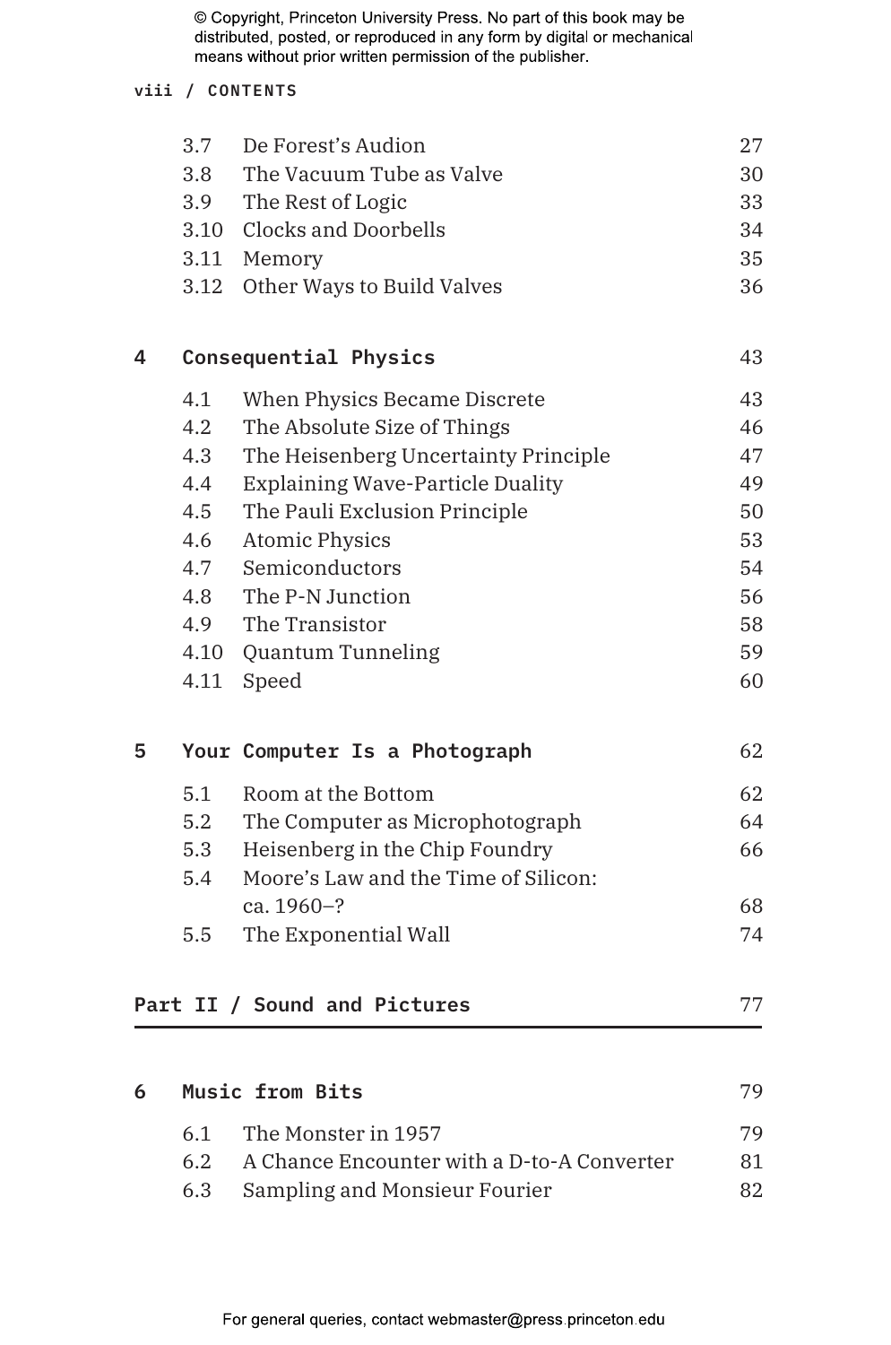| | | |
|---|---|---|
| 3.7 | De Forest's Audion | 27 |
| 3.8 | The Vacuum Tube as Valve | 30 |
| 3.9 | The Rest of Logic | 33 |
| 3.10 | Clocks and Doorbells | 34 |
| 3.11 | Memory | 35 |
| 3.12 | Other Ways to Build Valves | 36 |

**4 Consequential Physics** 43

| | | |
|---|---|---|
| 4.1 | When Physics Became Discrete | 43 |
| 4.2 | The Absolute Size of Things | 46 |
| 4.3 | The Heisenberg Uncertainty Principle | 47 |
| 4.4 | Explaining Wave-Particle Duality | 49 |
| 4.5 | The Pauli Exclusion Principle | 50 |
| 4.6 | Atomic Physics | 53 |
| 4.7 | Semiconductors | 54 |
| 4.8 | The P-N Junction | 56 |
| 4.9 | The Transistor | 58 |
| 4.10 | Quantum Tunneling | 59 |
| 4.11 | Speed | 60 |

**5 Your Computer Is a Photograph** 62

| | | |
|---|---|---|
| 5.1 | Room at the Bottom | 62 |
| 5.2 | The Computer as Microphotograph | 64 |
| 5.3 | Heisenberg in the Chip Foundry | 66 |
| 5.4 | Moore's Law and the Time of Silicon: ca. 1960–? | 68 |
| 5.5 | The Exponential Wall | 74 |

**Part II / Sound and Pictures** 77

**6 Music from Bits** 79

| | | |
|---|---|---|
| 6.1 | The Monster in 1957 | 79 |
| 6.2 | A Chance Encounter with a D-to-A Converter | 81 |
| 6.3 | Sampling and Monsieur Fourier | 82 |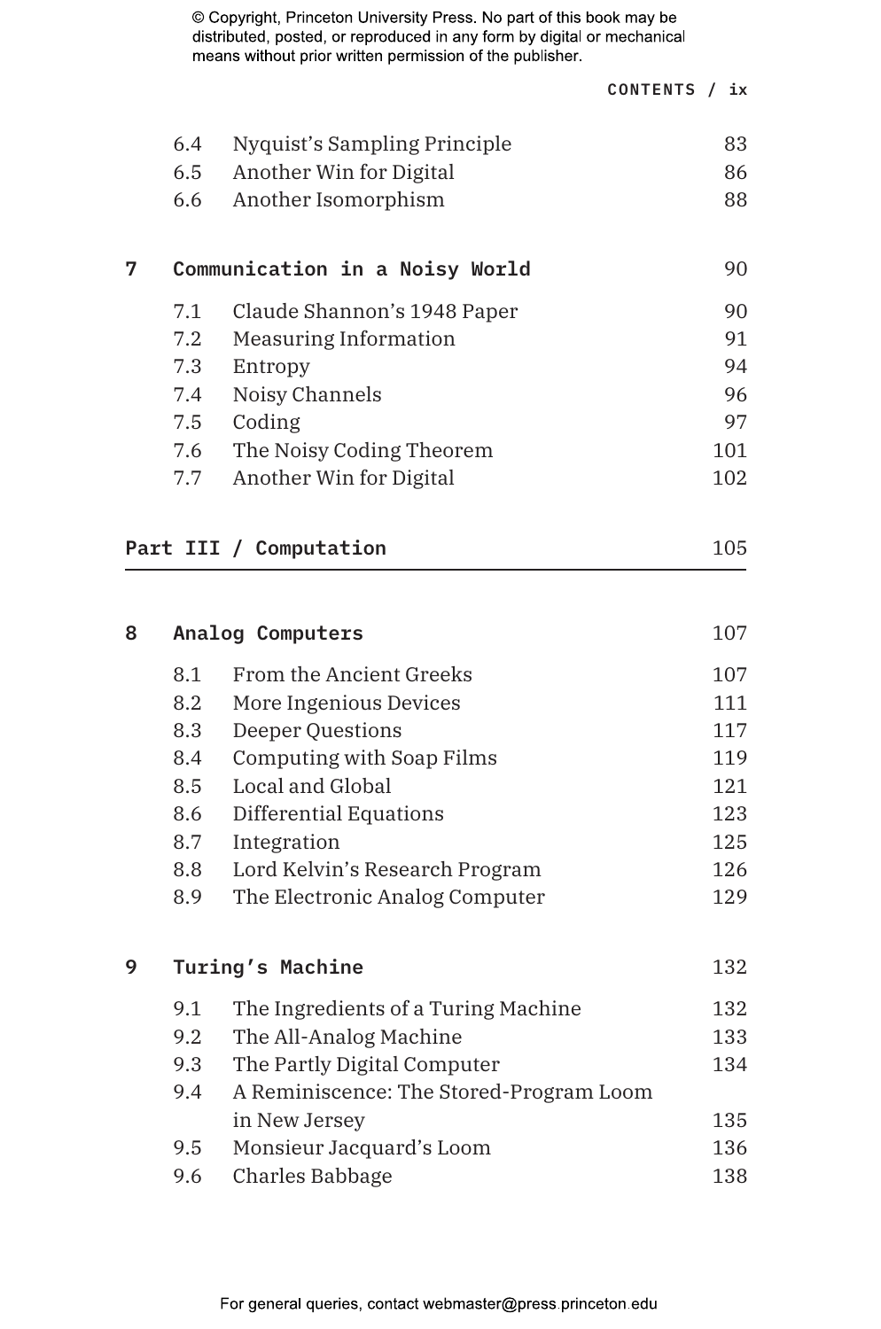| | | |
|---|---|---|
| 6.4 | Nyquist's Sampling Principle | 83 |
| 6.5 | Another Win for Digital | 86 |
| 6.6 | Another Isomorphism | 88 |

**7 Communication in a Noisy World** 90

| | | |
|---|---|---|
| 7.1 | Claude Shannon's 1948 Paper | 90 |
| 7.2 | Measuring Information | 91 |
| 7.3 | Entropy | 94 |
| 7.4 | Noisy Channels | 96 |
| 7.5 | Coding | 97 |
| 7.6 | The Noisy Coding Theorem | 101 |
| 7.7 | Another Win for Digital | 102 |

**Part III / Computation** 105

**8 Analog Computers** 107

| | | |
|---|---|---|
| 8.1 | From the Ancient Greeks | 107 |
| 8.2 | More Ingenious Devices | 111 |
| 8.3 | Deeper Questions | 117 |
| 8.4 | Computing with Soap Films | 119 |
| 8.5 | Local and Global | 121 |
| 8.6 | Differential Equations | 123 |
| 8.7 | Integration | 125 |
| 8.8 | Lord Kelvin's Research Program | 126 |
| 8.9 | The Electronic Analog Computer | 129 |

**9 Turing's Machine** 132

| | | |
|---|---|---|
| 9.1 | The Ingredients of a Turing Machine | 132 |
| 9.2 | The All-Analog Machine | 133 |
| 9.3 | The Partly Digital Computer | 134 |
| 9.4 | A Reminiscence: The Stored-Program Loom in New Jersey | 135 |
| 9.5 | Monsieur Jacquard's Loom | 136 |
| 9.6 | Charles Babbage | 138 |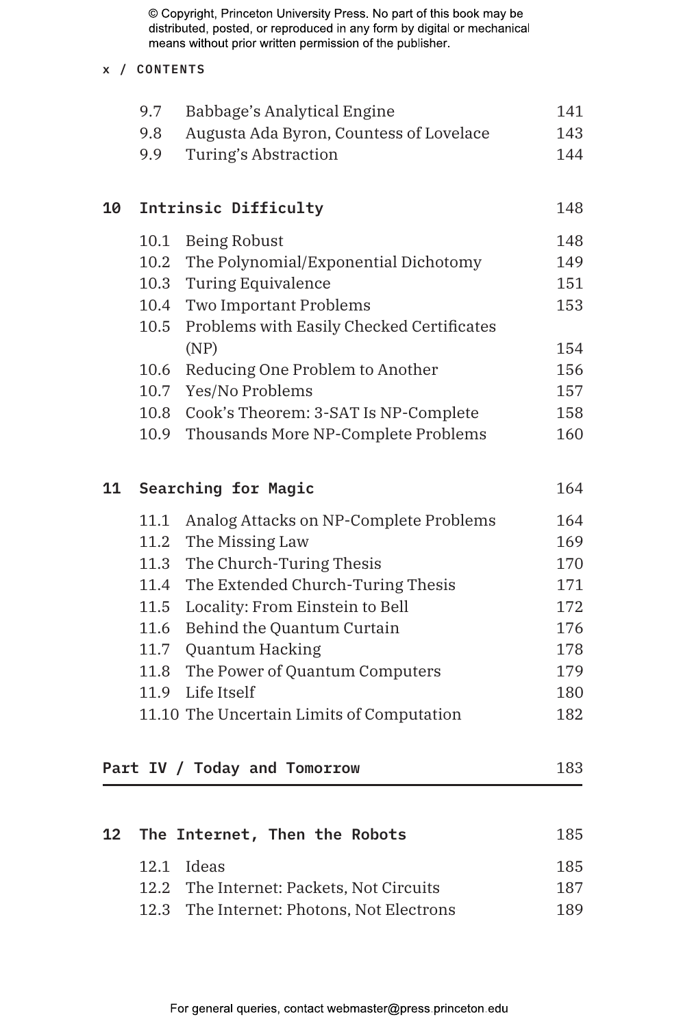| | | |
|---|---|---|
| 9.7 | Babbage's Analytical Engine | 141 |
| 9.8 | Augusta Ada Byron, Countess of Lovelace | 143 |
| 9.9 | Turing's Abstraction | 144 |

**10 Intrinsic Difficulty** 148

| | | |
|---|---|---|
| 10.1 | Being Robust | 148 |
| 10.2 | The Polynomial/Exponential Dichotomy | 149 |
| 10.3 | Turing Equivalence | 151 |
| 10.4 | Two Important Problems | 153 |
| 10.5 | Problems with Easily Checked Certificates (NP) | 154 |
| 10.6 | Reducing One Problem to Another | 156 |
| 10.7 | Yes/No Problems | 157 |
| 10.8 | Cook's Theorem: 3-SAT Is NP-Complete | 158 |
| 10.9 | Thousands More NP-Complete Problems | 160 |

**11 Searching for Magic** 164

| | | |
|---|---|---|
| 11.1 | Analog Attacks on NP-Complete Problems | 164 |
| 11.2 | The Missing Law | 169 |
| 11.3 | The Church-Turing Thesis | 170 |
| 11.4 | The Extended Church-Turing Thesis | 171 |
| 11.5 | Locality: From Einstein to Bell | 172 |
| 11.6 | Behind the Quantum Curtain | 176 |
| 11.7 | Quantum Hacking | 178 |
| 11.8 | The Power of Quantum Computers | 179 |
| 11.9 | Life Itself | 180 |
| 11.10 | The Uncertain Limits of Computation | 182 |

**Part IV / Today and Tomorrow** 183

**12 The Internet, Then the Robots** 185

| | | |
|---|---|---|
| 12.1 | Ideas | 185 |
| 12.2 | The Internet: Packets, Not Circuits | 187 |
| 12.3 | The Internet: Photons, Not Electrons | 189 |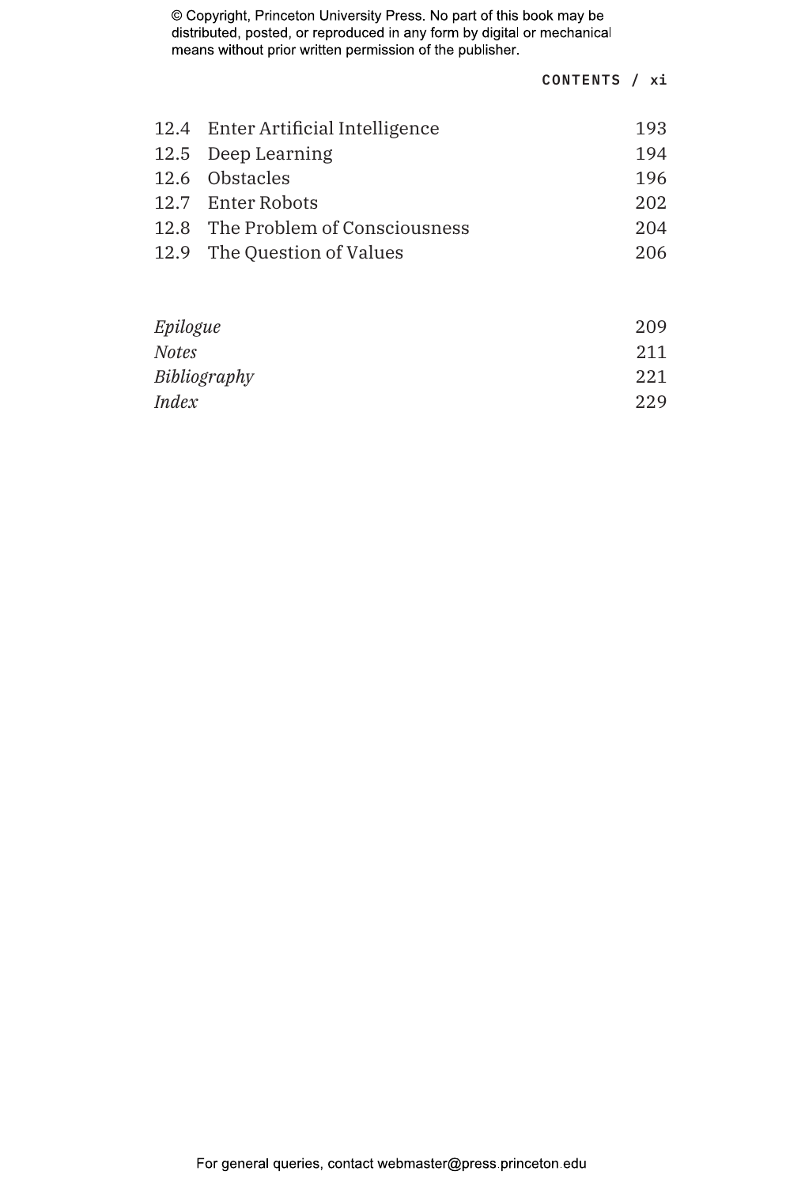| | | |
|---|---|---|
| 12.4 | Enter Artificial Intelligence | 193 |
| 12.5 | Deep Learning | 194 |
| 12.6 | Obstacles | 196 |
| 12.7 | Enter Robots | 202 |
| 12.8 | The Problem of Consciousness | 204 |
| 12.9 | The Question of Values | 206 |

*Epilogue* 209

*Notes* 211

*Bibliography* 221

*Index* 229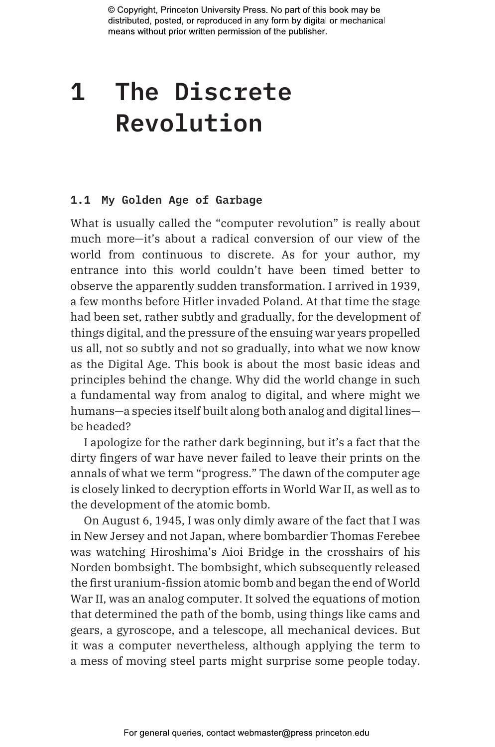# 1 The Discrete Revolution

## 1.1 My Golden Age of Garbage

What is usually called the "computer revolution" is really about much more—it's about a radical conversion of our view of the world from continuous to discrete. As for your author, my entrance into this world couldn't have been timed better to observe the apparently sudden transformation. I arrived in 1939, a few months before Hitler invaded Poland. At that time the stage had been set, rather subtly and gradually, for the development of things digital, and the pressure of the ensuing war years propelled us all, not so subtly and not so gradually, into what we now know as the Digital Age. This book is about the most basic ideas and principles behind the change. Why did the world change in such a fundamental way from analog to digital, and where might we humans—a species itself built along both analog and digital lines—be headed?

I apologize for the rather dark beginning, but it's a fact that the dirty fingers of war have never failed to leave their prints on the annals of what we term "progress." The dawn of the computer age is closely linked to decryption efforts in World War II, as well as to the development of the atomic bomb.

On August 6, 1945, I was only dimly aware of the fact that I was in New Jersey and not Japan, where bombardier Thomas Ferebee was watching Hiroshima's Aioi Bridge in the crosshairs of his Norden bombsight. The bombsight, which subsequently released the first uranium-fission atomic bomb and began the end of World War II, was an analog computer. It solved the equations of motion that determined the path of the bomb, using things like cams and gears, a gyroscope, and a telescope, all mechanical devices. But it was a computer nevertheless, although applying the term to a mess of moving steel parts might surprise some people today.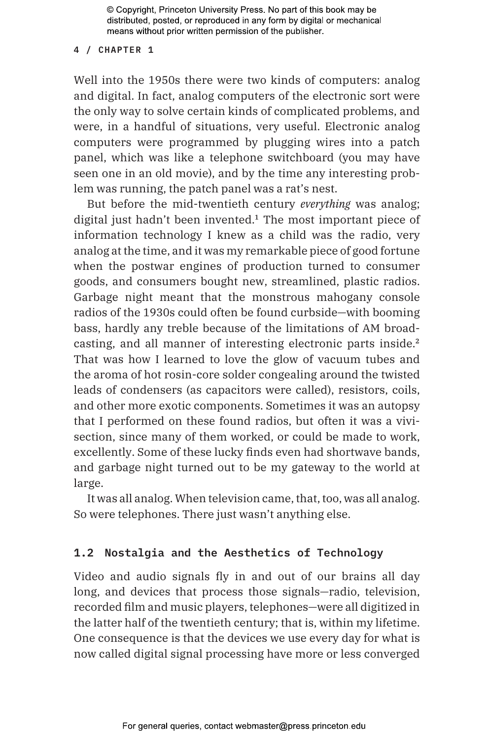Well into the 1950s there were two kinds of computers: analog and digital. In fact, analog computers of the electronic sort were the only way to solve certain kinds of complicated problems, and were, in a handful of situations, very useful. Electronic analog computers were programmed by plugging wires into a patch panel, which was like a telephone switchboard (you may have seen one in an old movie), and by the time any interesting problem was running, the patch panel was a rat's nest.

But before the mid-twentieth century *everything* was analog; digital just hadn't been invented.[1] The most important piece of information technology I knew as a child was the radio, very analog at the time, and it was my remarkable piece of good fortune when the postwar engines of production turned to consumer goods, and consumers bought new, streamlined, plastic radios. Garbage night meant that the monstrous mahogany console radios of the 1930s could often be found curbside—with booming bass, hardly any treble because of the limitations of AM broadcasting, and all manner of interesting electronic parts inside.[2] That was how I learned to love the glow of vacuum tubes and the aroma of hot rosin-core solder congealing around the twisted leads of condensers (as capacitors were called), resistors, coils, and other more exotic components. Sometimes it was an autopsy that I performed on these found radios, but often it was a vivisection, since many of them worked, or could be made to work, excellently. Some of these lucky finds even had shortwave bands, and garbage night turned out to be my gateway to the world at large.

It was all analog. When television came, that, too, was all analog. So were telephones. There just wasn't anything else.

## 1.2 Nostalgia and the Aesthetics of Technology

Video and audio signals fly in and out of our brains all day long, and devices that process those signals—radio, television, recorded film and music players, telephones—were all digitized in the latter half of the twentieth century; that is, within my lifetime. One consequence is that the devices we use every day for what is now called digital signal processing have more or less converged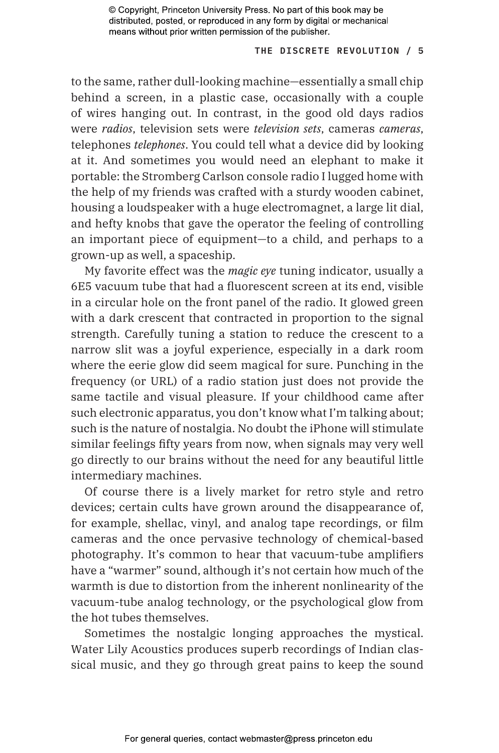to the same, rather dull-looking machine—essentially a small chip behind a screen, in a plastic case, occasionally with a couple of wires hanging out. In contrast, in the good old days radios were *radios*, television sets were *television sets*, cameras *cameras*, telephones *telephones*. You could tell what a device did by looking at it. And sometimes you would need an elephant to make it portable: the Stromberg Carlson console radio I lugged home with the help of my friends was crafted with a sturdy wooden cabinet, housing a loudspeaker with a huge electromagnet, a large lit dial, and hefty knobs that gave the operator the feeling of controlling an important piece of equipment—to a child, and perhaps to a grown-up as well, a spaceship.

My favorite effect was the *magic eye* tuning indicator, usually a 6E5 vacuum tube that had a fluorescent screen at its end, visible in a circular hole on the front panel of the radio. It glowed green with a dark crescent that contracted in proportion to the signal strength. Carefully tuning a station to reduce the crescent to a narrow slit was a joyful experience, especially in a dark room where the eerie glow did seem magical for sure. Punching in the frequency (or URL) of a radio station just does not provide the same tactile and visual pleasure. If your childhood came after such electronic apparatus, you don't know what I'm talking about; such is the nature of nostalgia. No doubt the iPhone will stimulate similar feelings fifty years from now, when signals may very well go directly to our brains without the need for any beautiful little intermediary machines.

Of course there is a lively market for retro style and retro devices; certain cults have grown around the disappearance of, for example, shellac, vinyl, and analog tape recordings, or film cameras and the once pervasive technology of chemical-based photography. It's common to hear that vacuum-tube amplifiers have a "warmer" sound, although it's not certain how much of the warmth is due to distortion from the inherent nonlinearity of the vacuum-tube analog technology, or the psychological glow from the hot tubes themselves.

Sometimes the nostalgic longing approaches the mystical. Water Lily Acoustics produces superb recordings of Indian classical music, and they go through great pains to keep the sound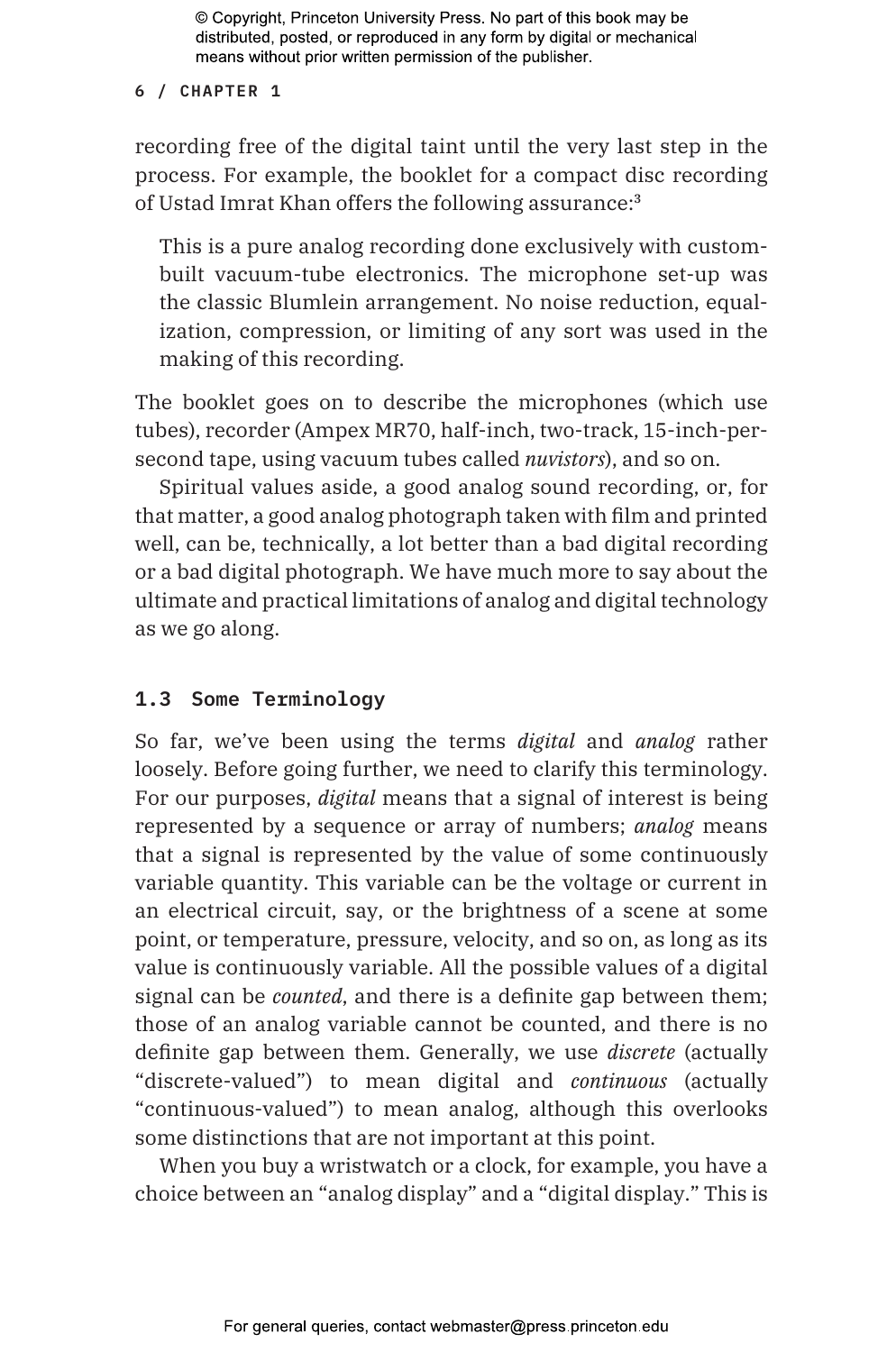recording free of the digital taint until the very last step in the process. For example, the booklet for a compact disc recording of Ustad Imrat Khan offers the following assurance:[3]

> This is a pure analog recording done exclusively with custom-built vacuum-tube electronics. The microphone set-up was the classic Blumlein arrangement. No noise reduction, equalization, compression, or limiting of any sort was used in the making of this recording.

The booklet goes on to describe the microphones (which use tubes), recorder (Ampex MR70, half-inch, two-track, 15-inch-per-second tape, using vacuum tubes called *nuvistors*), and so on.

Spiritual values aside, a good analog sound recording, or, for that matter, a good analog photograph taken with film and printed well, can be, technically, a lot better than a bad digital recording or a bad digital photograph. We have much more to say about the ultimate and practical limitations of analog and digital technology as we go along.

## 1.3 Some Terminology

So far, we've been using the terms *digital* and *analog* rather loosely. Before going further, we need to clarify this terminology. For our purposes, *digital* means that a signal of interest is being represented by a sequence or array of numbers; *analog* means that a signal is represented by the value of some continuously variable quantity. This variable can be the voltage or current in an electrical circuit, say, or the brightness of a scene at some point, or temperature, pressure, velocity, and so on, as long as its value is continuously variable. All the possible values of a digital signal can be *counted*, and there is a definite gap between them; those of an analog variable cannot be counted, and there is no definite gap between them. Generally, we use *discrete* (actually "discrete-valued") to mean digital and *continuous* (actually "continuous-valued") to mean analog, although this overlooks some distinctions that are not important at this point.

When you buy a wristwatch or a clock, for example, you have a choice between an "analog display" and a "digital display." This is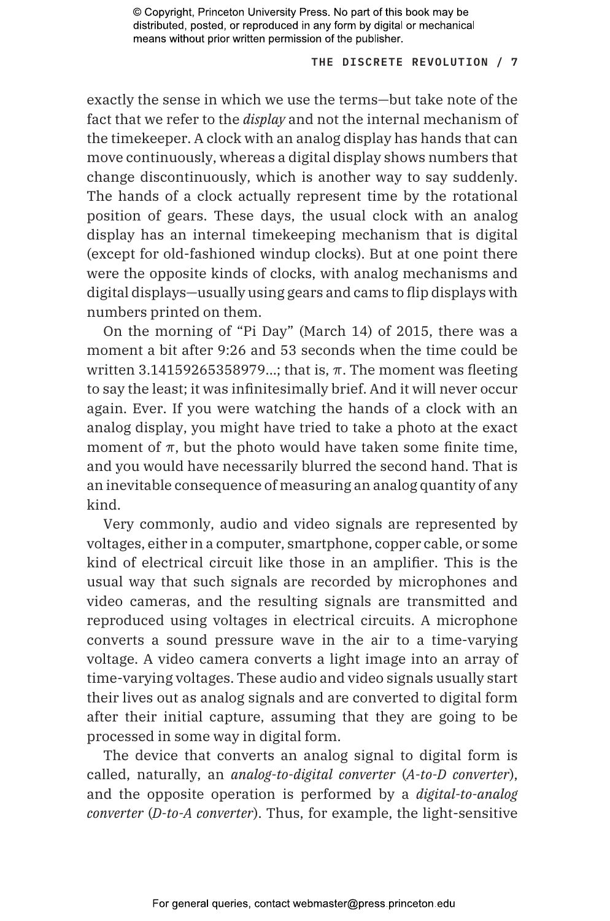exactly the sense in which we use the terms—but take note of the fact that we refer to the *display* and not the internal mechanism of the timekeeper. A clock with an analog display has hands that can move continuously, whereas a digital display shows numbers that change discontinuously, which is another way to say suddenly. The hands of a clock actually represent time by the rotational position of gears. These days, the usual clock with an analog display has an internal timekeeping mechanism that is digital (except for old-fashioned windup clocks). But at one point there were the opposite kinds of clocks, with analog mechanisms and digital displays—usually using gears and cams to flip displays with numbers printed on them.

On the morning of "Pi Day" (March 14) of 2015, there was a moment a bit after 9:26 and 53 seconds when the time could be written 3.14159265358979...; that is, $\pi$. The moment was fleeting to say the least; it was infinitesimally brief. And it will never occur again. Ever. If you were watching the hands of a clock with an analog display, you might have tried to take a photo at the exact moment of $\pi$, but the photo would have taken some finite time, and you would have necessarily blurred the second hand. That is an inevitable consequence of measuring an analog quantity of any kind.

Very commonly, audio and video signals are represented by voltages, either in a computer, smartphone, copper cable, or some kind of electrical circuit like those in an amplifier. This is the usual way that such signals are recorded by microphones and video cameras, and the resulting signals are transmitted and reproduced using voltages in electrical circuits. A microphone converts a sound pressure wave in the air to a time-varying voltage. A video camera converts a light image into an array of time-varying voltages. These audio and video signals usually start their lives out as analog signals and are converted to digital form after their initial capture, assuming that they are going to be processed in some way in digital form.

The device that converts an analog signal to digital form is called, naturally, an *analog-to-digital converter* (*A-to-D converter*), and the opposite operation is performed by a *digital-to-analog converter* (*D-to-A converter*). Thus, for example, the light-sensitive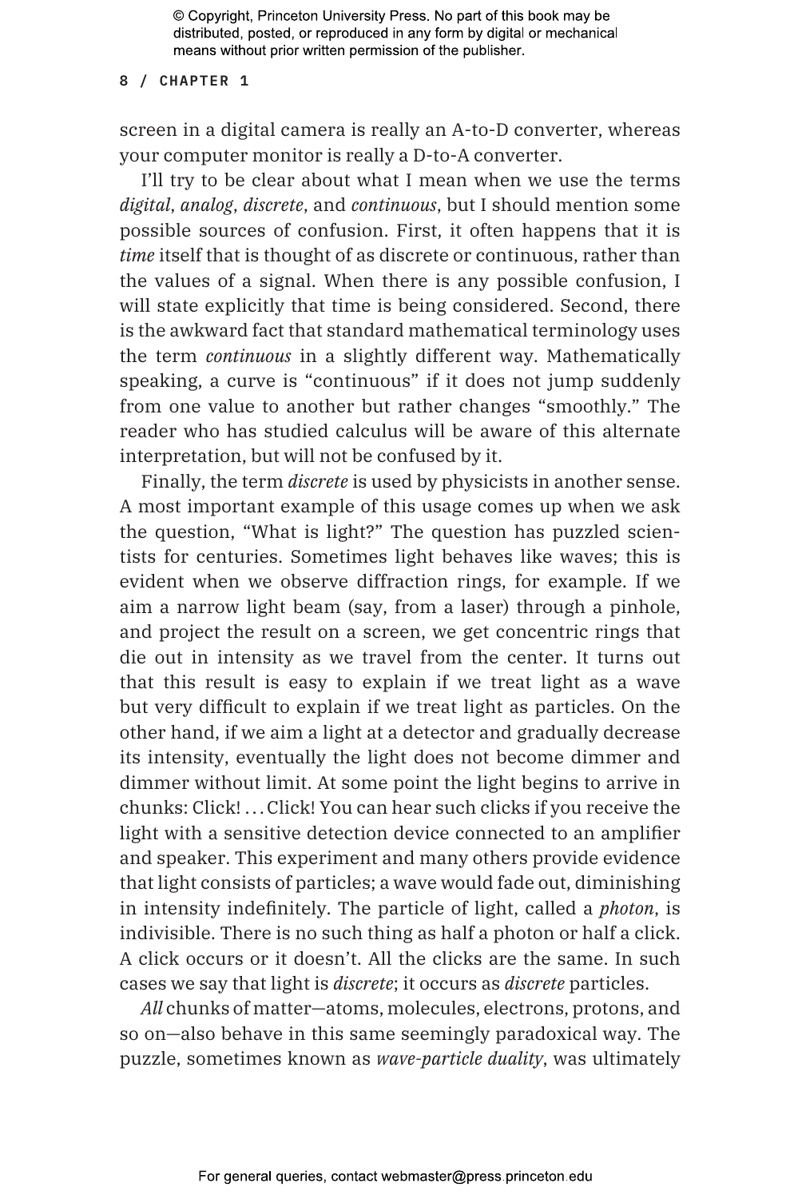screen in a digital camera is really an A-to-D converter, whereas your computer monitor is really a D-to-A converter.

I'll try to be clear about what I mean when we use the terms *digital*, *analog*, *discrete*, and *continuous*, but I should mention some possible sources of confusion. First, it often happens that it is *time* itself that is thought of as discrete or continuous, rather than the values of a signal. When there is any possible confusion, I will state explicitly that time is being considered. Second, there is the awkward fact that standard mathematical terminology uses the term *continuous* in a slightly different way. Mathematically speaking, a curve is "continuous" if it does not jump suddenly from one value to another but rather changes "smoothly." The reader who has studied calculus will be aware of this alternate interpretation, but will not be confused by it.

Finally, the term *discrete* is used by physicists in another sense. A most important example of this usage comes up when we ask the question, "What is light?" The question has puzzled scientists for centuries. Sometimes light behaves like waves; this is evident when we observe diffraction rings, for example. If we aim a narrow light beam (say, from a laser) through a pinhole, and project the result on a screen, we get concentric rings that die out in intensity as we travel from the center. It turns out that this result is easy to explain if we treat light as a wave but very difficult to explain if we treat light as particles. On the other hand, if we aim a light at a detector and gradually decrease its intensity, eventually the light does not become dimmer and dimmer without limit. At some point the light begins to arrive in chunks: Click! . . . Click! You can hear such clicks if you receive the light with a sensitive detection device connected to an amplifier and speaker. This experiment and many others provide evidence that light consists of particles; a wave would fade out, diminishing in intensity indefinitely. The particle of light, called a *photon*, is indivisible. There is no such thing as half a photon or half a click. A click occurs or it doesn't. All the clicks are the same. In such cases we say that light is *discrete*; it occurs as *discrete* particles.

*All* chunks of matter—atoms, molecules, electrons, protons, and so on—also behave in this same seemingly paradoxical way. The puzzle, sometimes known as *wave-particle duality*, was ultimately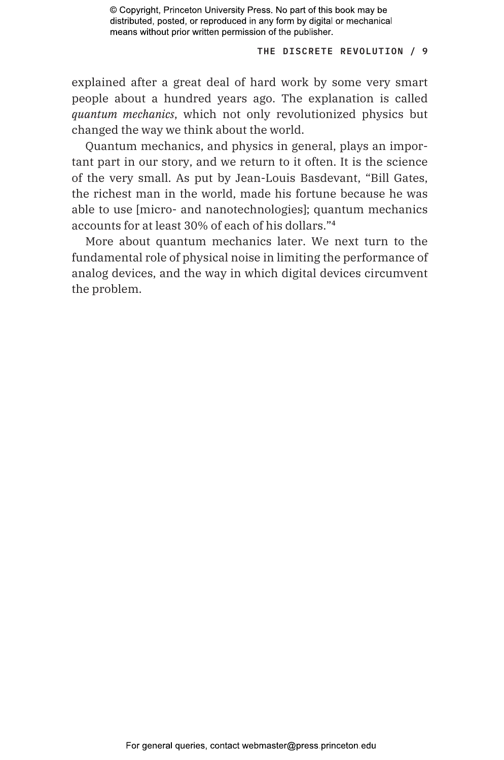explained after a great deal of hard work by some very smart people about a hundred years ago. The explanation is called *quantum mechanics*, which not only revolutionized physics but changed the way we think about the world.

Quantum mechanics, and physics in general, plays an important part in our story, and we return to it often. It is the science of the very small. As put by Jean-Louis Basdevant, "Bill Gates, the richest man in the world, made his fortune because he was able to use [micro- and nanotechnologies]; quantum mechanics accounts for at least 30% of each of his dollars."[4]

More about quantum mechanics later. We next turn to the fundamental role of physical noise in limiting the performance of analog devices, and the way in which digital devices circumvent the problem.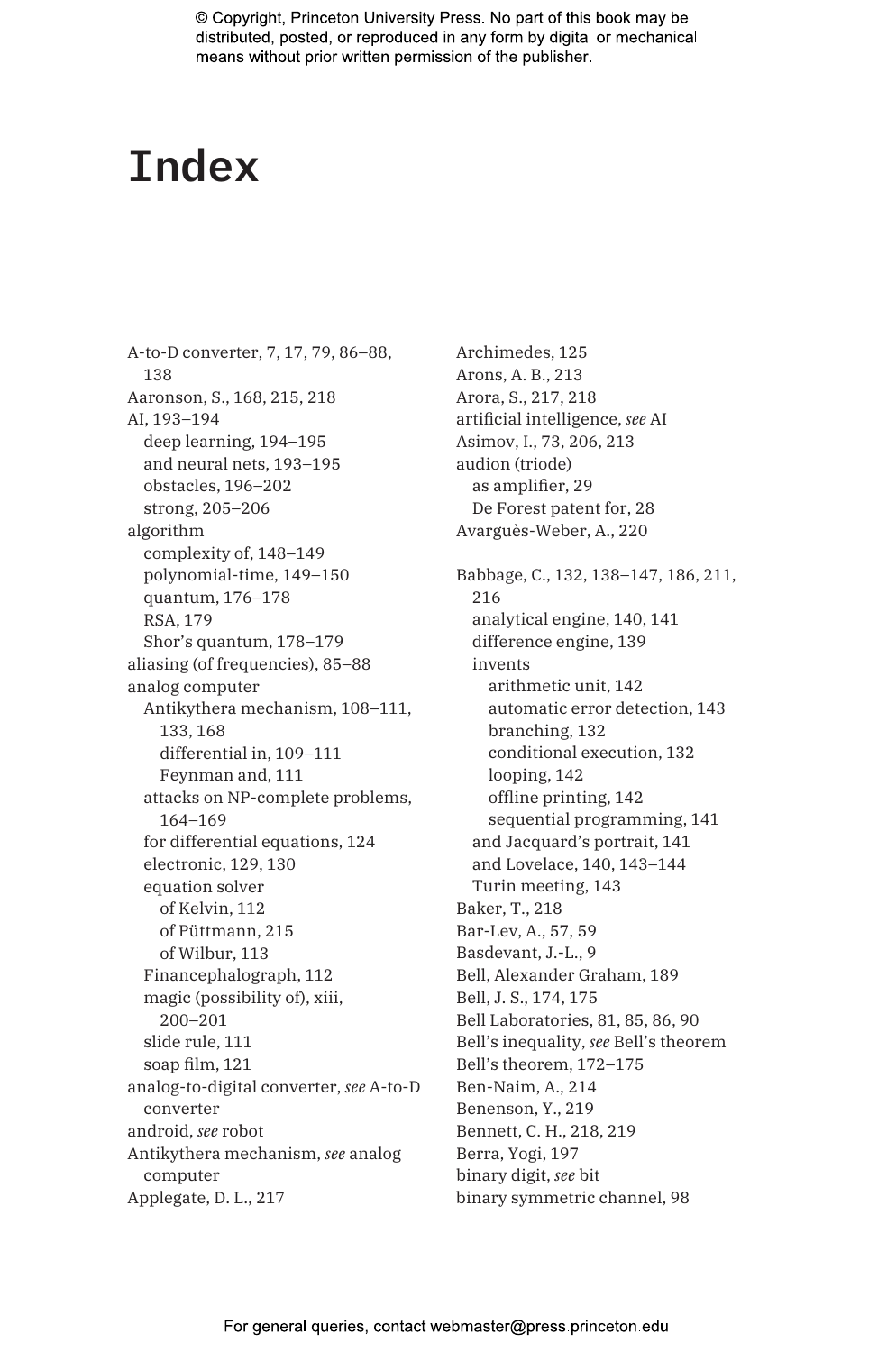# Index

A-to-D converter, 7, 17, 79, 86–88, 138
Aaronson, S., 168, 215, 218
AI, 193–194
  deep learning, 194–195
  and neural nets, 193–195
  obstacles, 196–202
  strong, 205–206
algorithm
  complexity of, 148–149
  polynomial-time, 149–150
  quantum, 176–178
  RSA, 179
  Shor's quantum, 178–179
aliasing (of frequencies), 85–88
analog computer
  Antikythera mechanism, 108–111, 133, 168
    differential in, 109–111
    Feynman and, 111
  attacks on NP-complete problems, 164–169
  for differential equations, 124
  electronic, 129, 130
  equation solver
    of Kelvin, 112
    of Püttmann, 215
    of Wilbur, 113
  Financephalograph, 112
  magic (possibility of), xiii, 200–201
  slide rule, 111
  soap film, 121
analog-to-digital converter, *see* A-to-D converter
android, *see* robot
Antikythera mechanism, *see* analog computer
Applegate, D. L., 217
Archimedes, 125
Arons, A. B., 213
Arora, S., 217, 218
artificial intelligence, *see* AI
Asimov, I., 73, 206, 213
audion (triode)
  as amplifier, 29
  De Forest patent for, 28
Avarguès-Weber, A., 220

Babbage, C., 132, 138–147, 186, 211, 216
  analytical engine, 140, 141
  difference engine, 139
  invents
    arithmetic unit, 142
    automatic error detection, 143
    branching, 132
    conditional execution, 132
    looping, 142
    offline printing, 142
    sequential programming, 141
  and Jacquard's portrait, 141
  and Lovelace, 140, 143–144
  Turin meeting, 143
Baker, T., 218
Bar-Lev, A., 57, 59
Basdevant, J.-L., 9
Bell, Alexander Graham, 189
Bell, J. S., 174, 175
Bell Laboratories, 81, 85, 86, 90
Bell's inequality, *see* Bell's theorem
Bell's theorem, 172–175
Ben-Naim, A., 214
Benenson, Y., 219
Bennett, C. H., 218, 219
Berra, Yogi, 197
binary digit, *see* bit
binary symmetric channel, 98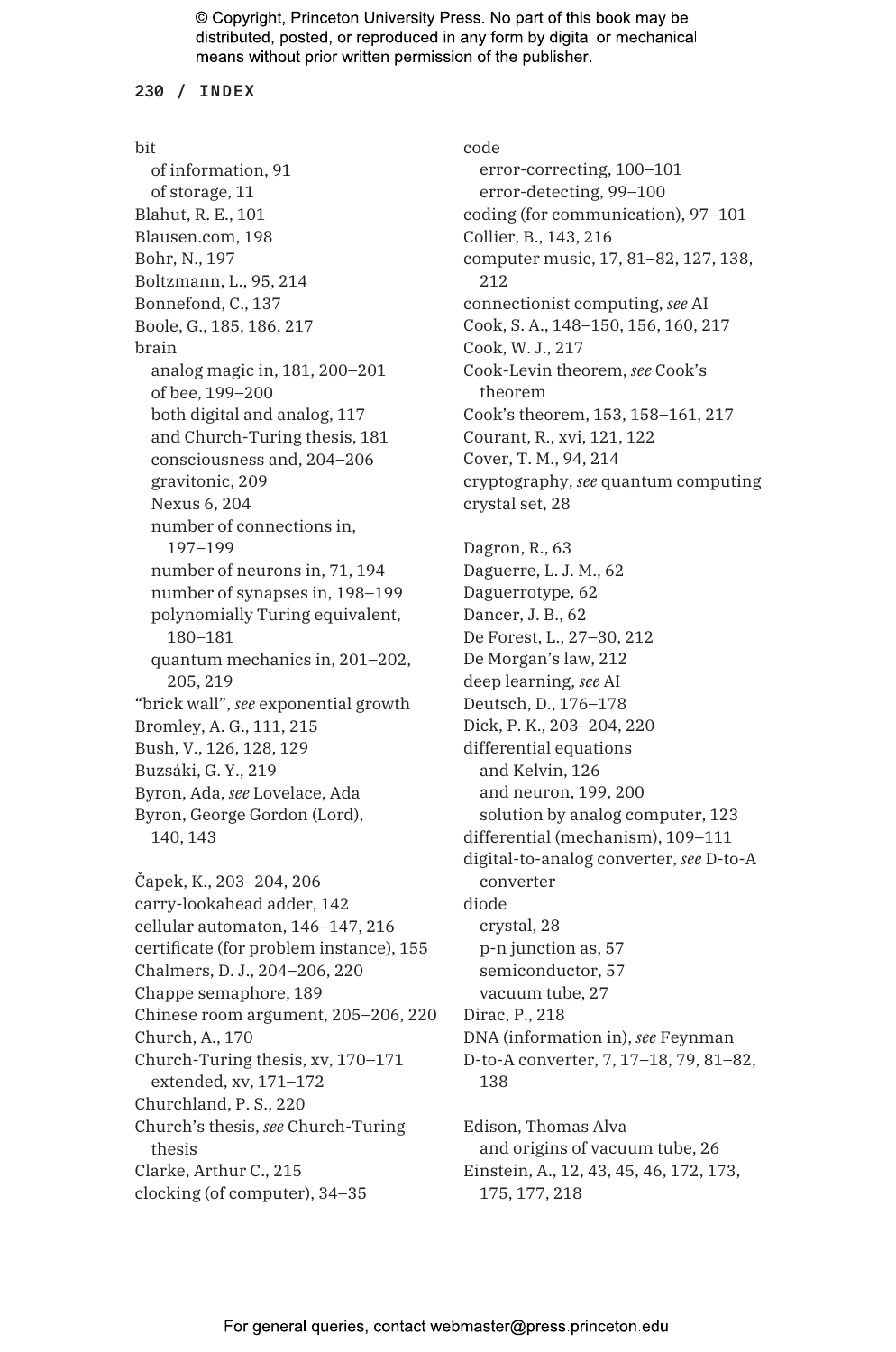bit
  of information, 91
  of storage, 11
Blahut, R. E., 101
Blausen.com, 198
Bohr, N., 197
Boltzmann, L., 95, 214
Bonnefond, C., 137
Boole, G., 185, 186, 217
brain
  analog magic in, 181, 200–201
  of bee, 199–200
  both digital and analog, 117
  and Church-Turing thesis, 181
  consciousness and, 204–206
  gravitonic, 209
  Nexus 6, 204
  number of connections in, 197–199
  number of neurons in, 71, 194
  number of synapses in, 198–199
  polynomially Turing equivalent, 180–181
  quantum mechanics in, 201–202, 205, 219
"brick wall", *see* exponential growth
Bromley, A. G., 111, 215
Bush, V., 126, 128, 129
Buzsáki, G. Y., 219
Byron, Ada, *see* Lovelace, Ada
Byron, George Gordon (Lord), 140, 143

Čapek, K., 203–204, 206
carry-lookahead adder, 142
cellular automaton, 146–147, 216
certificate (for problem instance), 155
Chalmers, D. J., 204–206, 220
Chappe semaphore, 189
Chinese room argument, 205–206, 220
Church, A., 170
Church-Turing thesis, xv, 170–171
  extended, xv, 171–172
Churchland, P. S., 220
Church's thesis, *see* Church-Turing thesis
Clarke, Arthur C., 215
clocking (of computer), 34–35

code
  error-correcting, 100–101
  error-detecting, 99–100
coding (for communication), 97–101
Collier, B., 143, 216
computer music, 17, 81–82, 127, 138, 212
connectionist computing, *see* AI
Cook, S. A., 148–150, 156, 160, 217
Cook, W. J., 217
Cook-Levin theorem, *see* Cook's theorem
Cook's theorem, 153, 158–161, 217
Courant, R., xvi, 121, 122
Cover, T. M., 94, 214
cryptography, *see* quantum computing
crystal set, 28

Dagron, R., 63
Daguerre, L. J. M., 62
Daguerrotype, 62
Dancer, J. B., 62
De Forest, L., 27–30, 212
De Morgan's law, 212
deep learning, *see* AI
Deutsch, D., 176–178
Dick, P. K., 203–204, 220
differential equations
  and Kelvin, 126
  and neuron, 199, 200
  solution by analog computer, 123
differential (mechanism), 109–111
digital-to-analog converter, *see* D-to-A converter
diode
  crystal, 28
  p-n junction as, 57
  semiconductor, 57
  vacuum tube, 27
Dirac, P., 218
DNA (information in), *see* Feynman
D-to-A converter, 7, 17–18, 79, 81–82, 138

Edison, Thomas Alva
  and origins of vacuum tube, 26
Einstein, A., 12, 43, 45, 46, 172, 173, 175, 177, 218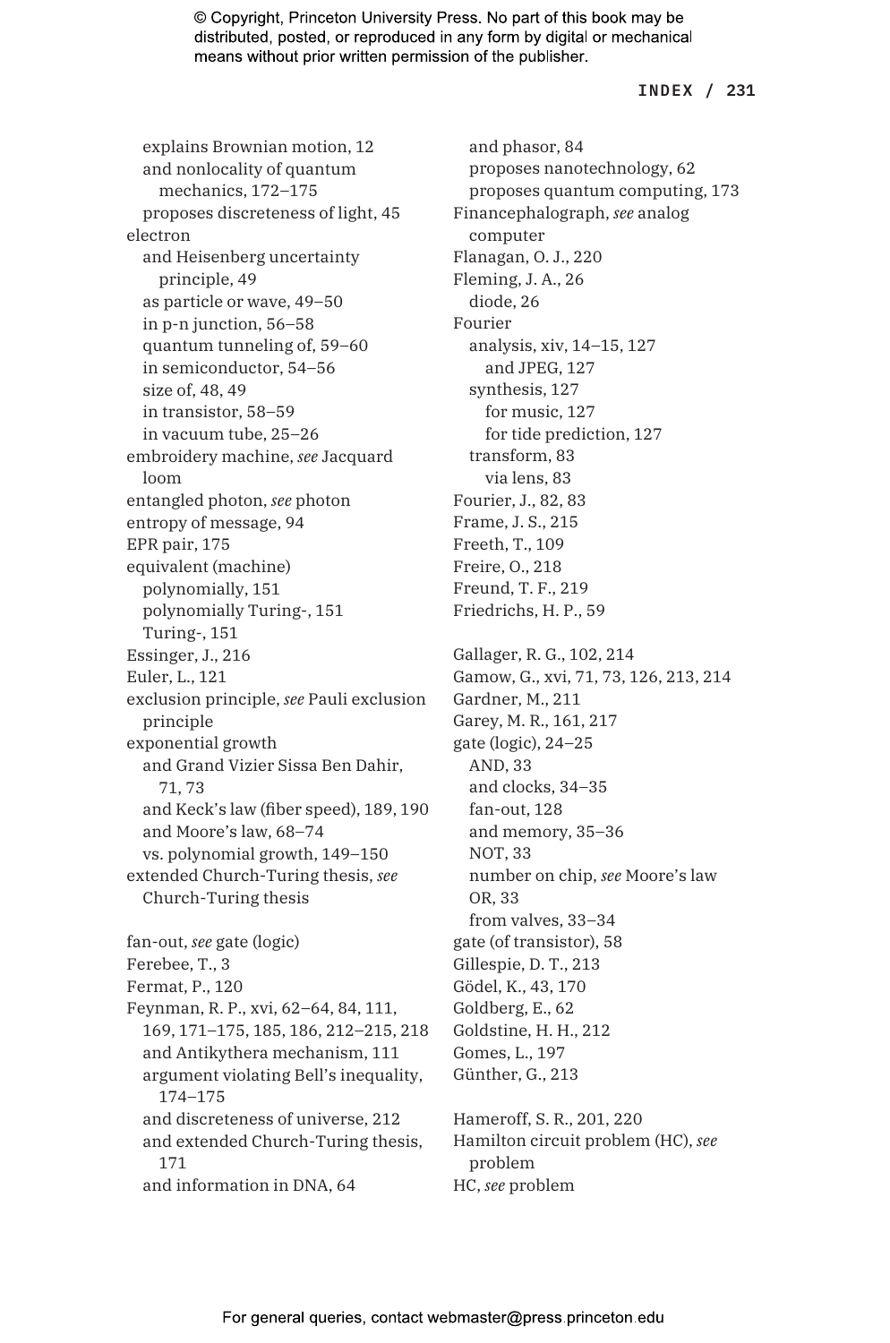explains Brownian motion, 12
  and nonlocality of quantum mechanics, 172–175
  proposes discreteness of light, 45
electron
  and Heisenberg uncertainty principle, 49
  as particle or wave, 49–50
  in p-n junction, 56–58
  quantum tunneling of, 59–60
  in semiconductor, 54–56
  size of, 48, 49
  in transistor, 58–59
  in vacuum tube, 25–26
embroidery machine, *see* Jacquard loom
entangled photon, *see* photon
entropy of message, 94
EPR pair, 175
equivalent (machine)
  polynomially, 151
  polynomially Turing-, 151
  Turing-, 151
Essinger, J., 216
Euler, L., 121
exclusion principle, *see* Pauli exclusion principle
exponential growth
  and Grand Vizier Sissa Ben Dahir, 71, 73
  and Keck's law (fiber speed), 189, 190
  and Moore's law, 68–74
  vs. polynomial growth, 149–150
extended Church-Turing thesis, *see* Church-Turing thesis

fan-out, *see* gate (logic)
Ferebee, T., 3
Fermat, P., 120
Feynman, R. P., xvi, 62–64, 84, 111, 169, 171–175, 185, 186, 212–215, 218
  and Antikythera mechanism, 111
  argument violating Bell's inequality, 174–175
  and discreteness of universe, 212
  and extended Church-Turing thesis, 171
  and information in DNA, 64
  and phasor, 84
  proposes nanotechnology, 62
  proposes quantum computing, 173
Financephalograph, *see* analog computer
Flanagan, O. J., 220
Fleming, J. A., 26
  diode, 26
Fourier
  analysis, xiv, 14–15, 127
    and JPEG, 127
  synthesis, 127
    for music, 127
    for tide prediction, 127
  transform, 83
    via lens, 83
Fourier, J., 82, 83
Frame, J. S., 215
Freeth, T., 109
Freire, O., 218
Freund, T. F., 219
Friedrichs, H. P., 59

Gallager, R. G., 102, 214
Gamow, G., xvi, 71, 73, 126, 213, 214
Gardner, M., 211
Garey, M. R., 161, 217
gate (logic), 24–25
  AND, 33
  and clocks, 34–35
  fan-out, 128
  and memory, 35–36
  NOT, 33
  number on chip, *see* Moore's law
  OR, 33
  from valves, 33–34
gate (of transistor), 58
Gillespie, D. T., 213
Gödel, K., 43, 170
Goldberg, E., 62
Goldstine, H. H., 212
Gomes, L., 197
Günther, G., 213

Hameroff, S. R., 201, 220
Hamilton circuit problem (HC), *see* problem
HC, *see* problem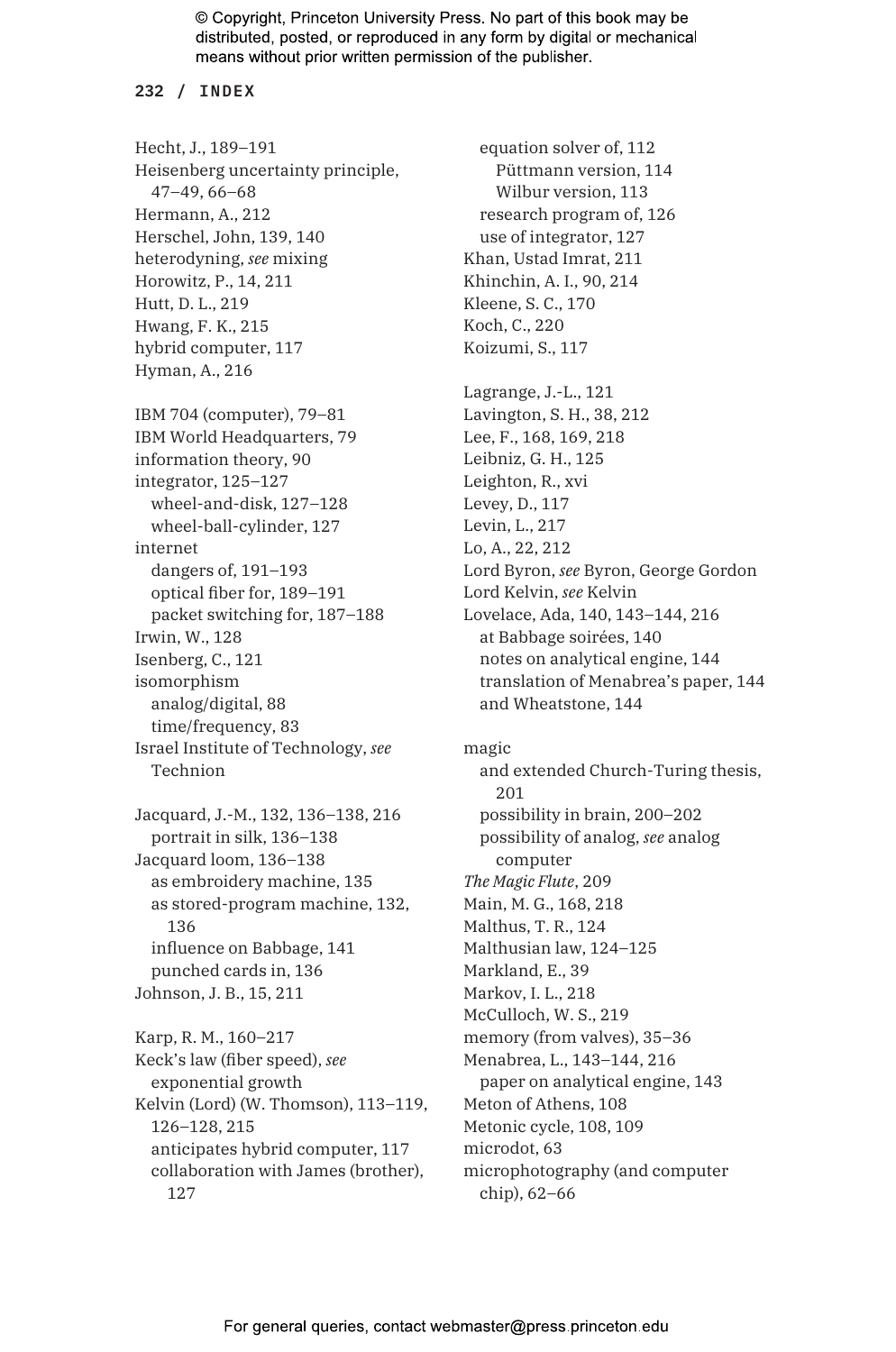Hecht, J., 189–191
Heisenberg uncertainty principle, 47–49, 66–68
Hermann, A., 212
Herschel, John, 139, 140
heterodyning, *see* mixing
Horowitz, P., 14, 211
Hutt, D. L., 219
Hwang, F. K., 215
hybrid computer, 117
Hyman, A., 216

IBM 704 (computer), 79–81
IBM World Headquarters, 79
information theory, 90
integrator, 125–127
- wheel-and-disk, 127–128
- wheel-ball-cylinder, 127

internet
- dangers of, 191–193
- optical fiber for, 189–191
- packet switching for, 187–188

Irwin, W., 128
Isenberg, C., 121
isomorphism
- analog/digital, 88
- time/frequency, 83

Israel Institute of Technology, *see* Technion

Jacquard, J.-M., 132, 136–138, 216
- portrait in silk, 136–138

Jacquard loom, 136–138
- as embroidery machine, 135
- as stored-program machine, 132, 136
- influence on Babbage, 141
- punched cards in, 136

Johnson, J. B., 15, 211

Karp, R. M., 160–217
Keck's law (fiber speed), *see* exponential growth
Kelvin (Lord) (W. Thomson), 113–119, 126–128, 215
- anticipates hybrid computer, 117
- collaboration with James (brother), 127
- equation solver of, 112
  - Püttmann version, 114
  - Wilbur version, 113
- research program of, 126
- use of integrator, 127

Khan, Ustad Imrat, 211
Khinchin, A. I., 90, 214
Kleene, S. C., 170
Koch, C., 220
Koizumi, S., 117

Lagrange, J.-L., 121
Lavington, S. H., 38, 212
Lee, F., 168, 169, 218
Leibniz, G. H., 125
Leighton, R., xvi
Levey, D., 117
Levin, L., 217
Lo, A., 22, 212
Lord Byron, *see* Byron, George Gordon
Lord Kelvin, *see* Kelvin
Lovelace, Ada, 140, 143–144, 216
- at Babbage soirées, 140
- notes on analytical engine, 144
- translation of Menabrea's paper, 144
- and Wheatstone, 144

magic
- and extended Church-Turing thesis, 201
- possibility in brain, 200–202
- possibility of analog, *see* analog computer

*The Magic Flute*, 209
Main, M. G., 168, 218
Malthus, T. R., 124
Malthusian law, 124–125
Markland, E., 39
Markov, I. L., 218
McCulloch, W. S., 219
memory (from valves), 35–36
Menabrea, L., 143–144, 216
- paper on analytical engine, 143

Meton of Athens, 108
Metonic cycle, 108, 109
microdot, 63
microphotography (and computer chip), 62–66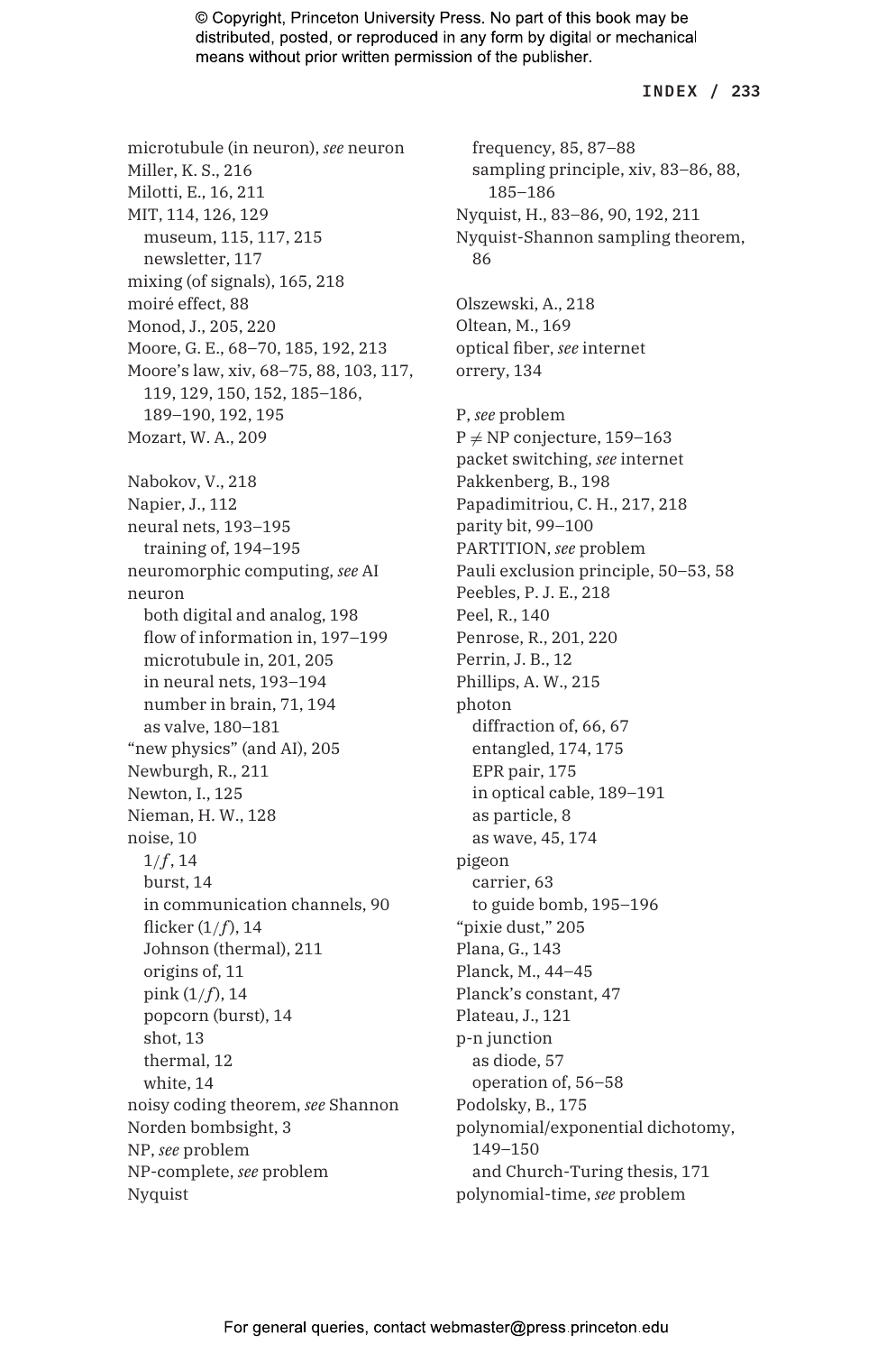microtubule (in neuron), *see* neuron
Miller, K. S., 216
Milotti, E., 16, 211
MIT, 114, 126, 129
  museum, 115, 117, 215
  newsletter, 117
mixing (of signals), 165, 218
moiré effect, 88
Monod, J., 205, 220
Moore, G. E., 68–70, 185, 192, 213
Moore's law, xiv, 68–75, 88, 103, 117, 119, 129, 150, 152, 185–186, 189–190, 192, 195
Mozart, W. A., 209

Nabokov, V., 218
Napier, J., 112
neural nets, 193–195
  training of, 194–195
neuromorphic computing, *see* AI
neuron
  both digital and analog, 198
  flow of information in, 197–199
  microtubule in, 201, 205
  in neural nets, 193–194
  number in brain, 71, 194
  as valve, 180–181
"new physics" (and AI), 205
Newburgh, R., 211
Newton, I., 125
Nieman, H. W., 128
noise, 10
  $1/f$, 14
  burst, 14
  in communication channels, 90
  flicker ($1/f$), 14
  Johnson (thermal), 211
  origins of, 11
  pink ($1/f$), 14
  popcorn (burst), 14
  shot, 13
  thermal, 12
  white, 14
noisy coding theorem, *see* Shannon
Norden bombsight, 3
NP, *see* problem
NP-complete, *see* problem
Nyquist
  frequency, 85, 87–88
  sampling principle, xiv, 83–86, 88, 185–186
Nyquist, H., 83–86, 90, 192, 211
Nyquist-Shannon sampling theorem, 86

Olszewski, A., 218
Oltean, M., 169
optical fiber, *see* internet
orrery, 134

P, *see* problem
$P \neq NP$ conjecture, 159–163
packet switching, *see* internet
Pakkenberg, B., 198
Papadimitriou, C. H., 217, 218
parity bit, 99–100
PARTITION, *see* problem
Pauli exclusion principle, 50–53, 58
Peebles, P. J. E., 218
Peel, R., 140
Penrose, R., 201, 220
Perrin, J. B., 12
Phillips, A. W., 215
photon
  diffraction of, 66, 67
  entangled, 174, 175
  EPR pair, 175
  in optical cable, 189–191
  as particle, 8
  as wave, 45, 174
pigeon
  carrier, 63
  to guide bomb, 195–196
"pixie dust," 205
Plana, G., 143
Planck, M., 44–45
Planck's constant, 47
Plateau, J., 121
p-n junction
  as diode, 57
  operation of, 56–58
Podolsky, B., 175
polynomial/exponential dichotomy, 149–150
  and Church-Turing thesis, 171
polynomial-time, *see* problem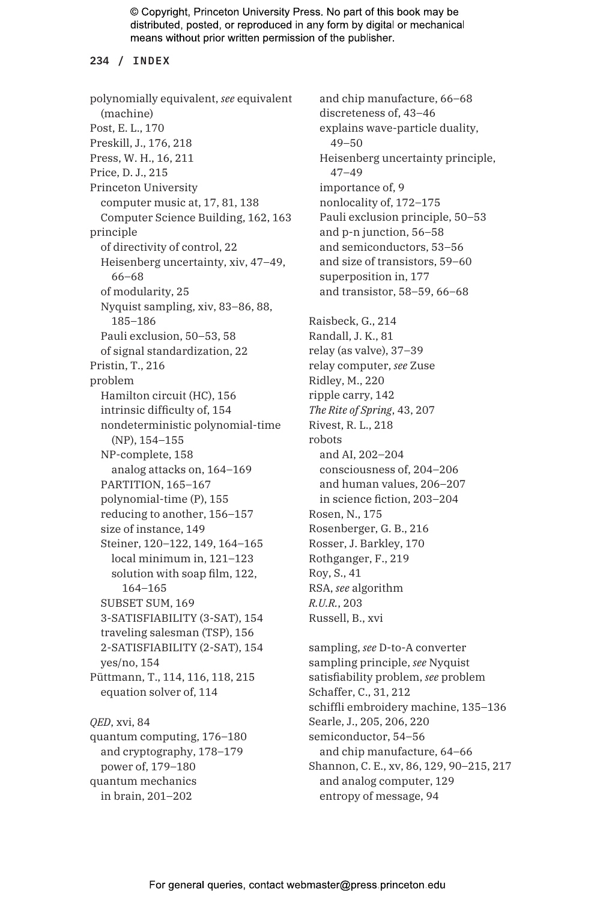polynomially equivalent, *see* equivalent (machine)
Post, E. L., 170
Preskill, J., 176, 218
Press, W. H., 16, 211
Price, D. J., 215
Princeton University
  computer music at, 17, 81, 138
  Computer Science Building, 162, 163
principle
  of directivity of control, 22
  Heisenberg uncertainty, xiv, 47–49, 66–68
  of modularity, 25
  Nyquist sampling, xiv, 83–86, 88, 185–186
  Pauli exclusion, 50–53, 58
  of signal standardization, 22
Pristin, T., 216
problem
  Hamilton circuit (HC), 156
  intrinsic difficulty of, 154
  nondeterministic polynomial-time (NP), 154–155
  NP-complete, 158
    analog attacks on, 164–169
  PARTITION, 165–167
  polynomial-time (P), 155
  reducing to another, 156–157
  size of instance, 149
  Steiner, 120–122, 149, 164–165
    local minimum in, 121–123
    solution with soap film, 122, 164–165
  SUBSET SUM, 169
  3-SATISFIABILITY (3-SAT), 154
  traveling salesman (TSP), 156
  2-SATISFIABILITY (2-SAT), 154
  yes/no, 154
Püttmann, T., 114, 116, 118, 215
  equation solver of, 114

*QED*, xvi, 84
quantum computing, 176–180
  and cryptography, 178–179
  power of, 179–180
quantum mechanics
  in brain, 201–202
  and chip manufacture, 66–68
  discreteness of, 43–46
  explains wave-particle duality, 49–50
  Heisenberg uncertainty principle, 47–49
  importance of, 9
  nonlocality of, 172–175
  Pauli exclusion principle, 50–53
  and p-n junction, 56–58
  and semiconductors, 53–56
  and size of transistors, 59–60
  superposition in, 177
  and transistor, 58–59, 66–68

Raisbeck, G., 214
Randall, J. K., 81
relay (as valve), 37–39
relay computer, *see* Zuse
Ridley, M., 220
ripple carry, 142
*The Rite of Spring*, 43, 207
Rivest, R. L., 218
robots
  and AI, 202–204
  consciousness of, 204–206
  and human values, 206–207
  in science fiction, 203–204
Rosen, N., 175
Rosenberger, G. B., 216
Rosser, J. Barkley, 170
Rothganger, F., 219
Roy, S., 41
RSA, *see* algorithm
*R.U.R.*, 203
Russell, B., xvi

sampling, *see* D-to-A converter
sampling principle, *see* Nyquist
satisfiability problem, *see* problem
Schaffer, C., 31, 212
schiffli embroidery machine, 135–136
Searle, J., 205, 206, 220
semiconductor, 54–56
  and chip manufacture, 64–66
Shannon, C. E., xv, 86, 129, 90–215, 217
  and analog computer, 129
  entropy of message, 94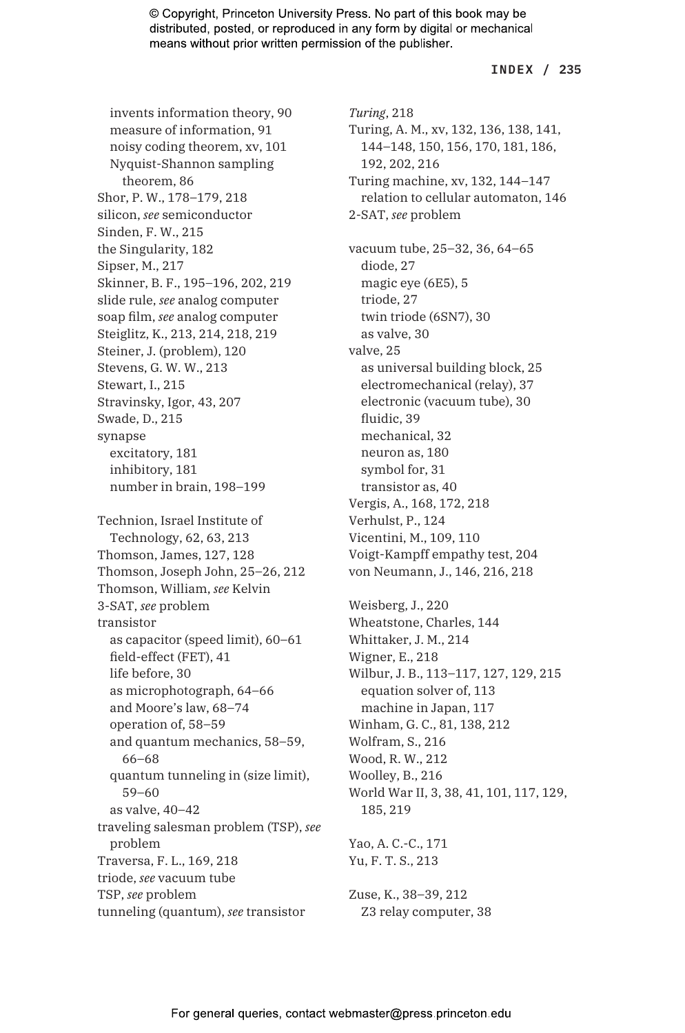invents information theory, 90
measure of information, 91
noisy coding theorem, xv, 101
Nyquist-Shannon sampling theorem, 86

Shor, P. W., 178–179, 218
silicon, *see* semiconductor
Sinden, F. W., 215
the Singularity, 182
Sipser, M., 217
Skinner, B. F., 195–196, 202, 219
slide rule, *see* analog computer
soap film, *see* analog computer
Steiglitz, K., 213, 214, 218, 219
Steiner, J. (problem), 120
Stevens, G. W. W., 213
Stewart, I., 215
Stravinsky, Igor, 43, 207
Swade, D., 215
synapse
  excitatory, 181
  inhibitory, 181
  number in brain, 198–199

Technion, Israel Institute of Technology, 62, 63, 213
Thomson, James, 127, 128
Thomson, Joseph John, 25–26, 212
Thomson, William, *see* Kelvin
3-SAT, *see* problem
transistor
  as capacitor (speed limit), 60–61
  field-effect (FET), 41
  life before, 30
  as microphotograph, 64–66
  and Moore's law, 68–74
  operation of, 58–59
  and quantum mechanics, 58–59, 66–68
  quantum tunneling in (size limit), 59–60
  as valve, 40–42
traveling salesman problem (TSP), *see* problem
Traversa, F. L., 169, 218
triode, *see* vacuum tube
TSP, *see* problem
tunneling (quantum), *see* transistor
*Turing*, 218
Turing, A. M., xv, 132, 136, 138, 141, 144–148, 150, 156, 170, 181, 186, 192, 202, 216
Turing machine, xv, 132, 144–147
  relation to cellular automaton, 146
2-SAT, *see* problem

vacuum tube, 25–32, 36, 64–65
  diode, 27
  magic eye (6E5), 5
  triode, 27
  twin triode (6SN7), 30
  as valve, 30
valve, 25
  as universal building block, 25
  electromechanical (relay), 37
  electronic (vacuum tube), 30
  fluidic, 39
  mechanical, 32
  neuron as, 180
  symbol for, 31
  transistor as, 40
Vergis, A., 168, 172, 218
Verhulst, P., 124
Vicentini, M., 109, 110
Voigt-Kampff empathy test, 204
von Neumann, J., 146, 216, 218

Weisberg, J., 220
Wheatstone, Charles, 144
Whittaker, J. M., 214
Wigner, E., 218
Wilbur, J. B., 113–117, 127, 129, 215
  equation solver of, 113
  machine in Japan, 117
Winham, G. C., 81, 138, 212
Wolfram, S., 216
Wood, R. W., 212
Woolley, B., 216
World War II, 3, 38, 41, 101, 117, 129, 185, 219

Yao, A. C.-C., 171
Yu, F. T. S., 213

Zuse, K., 38–39, 212
  Z3 relay computer, 38